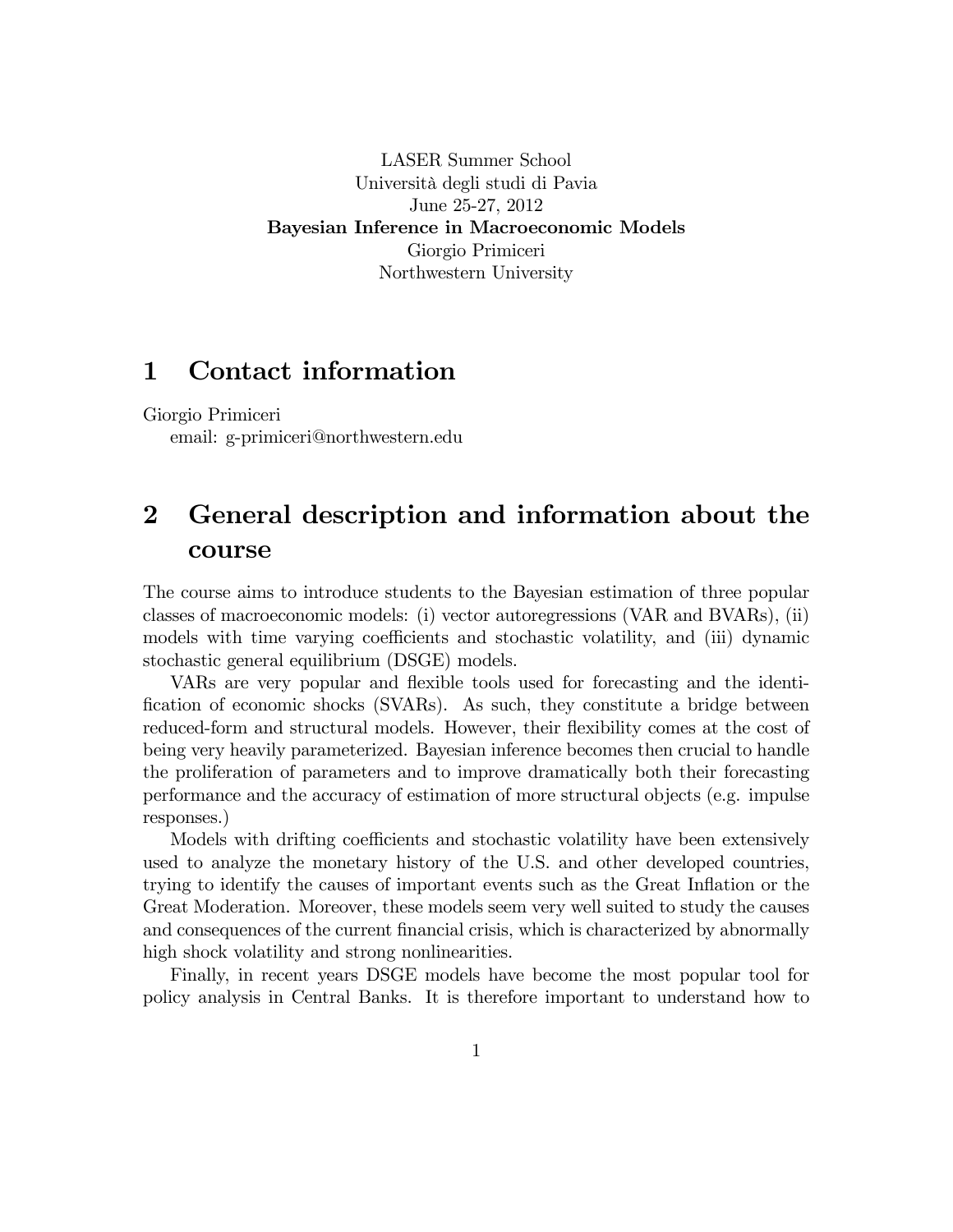LASER Summer School
Università degli studi di Pavia
June 25-27, 2012
**Bayesian Inference in Macroeconomic Models**
Giorgio Primiceri
Northwestern University

# 1 Contact information

Giorgio Primiceri
email: g-primiceri@northwestern.edu

# 2 General description and information about the course

The course aims to introduce students to the Bayesian estimation of three popular classes of macroeconomic models: (i) vector autoregressions (VAR and BVARs), (ii) models with time varying coefficients and stochastic volatility, and (iii) dynamic stochastic general equilibrium (DSGE) models.

VARs are very popular and flexible tools used for forecasting and the identification of economic shocks (SVARs). As such, they constitute a bridge between reduced-form and structural models. However, their flexibility comes at the cost of being very heavily parameterized. Bayesian inference becomes then crucial to handle the proliferation of parameters and to improve dramatically both their forecasting performance and the accuracy of estimation of more structural objects (e.g. impulse responses.)

Models with drifting coefficients and stochastic volatility have been extensively used to analyze the monetary history of the U.S. and other developed countries, trying to identify the causes of important events such as the Great Inflation or the Great Moderation. Moreover, these models seem very well suited to study the causes and consequences of the current financial crisis, which is characterized by abnormally high shock volatility and strong nonlinearities.

Finally, in recent years DSGE models have become the most popular tool for policy analysis in Central Banks. It is therefore important to understand how to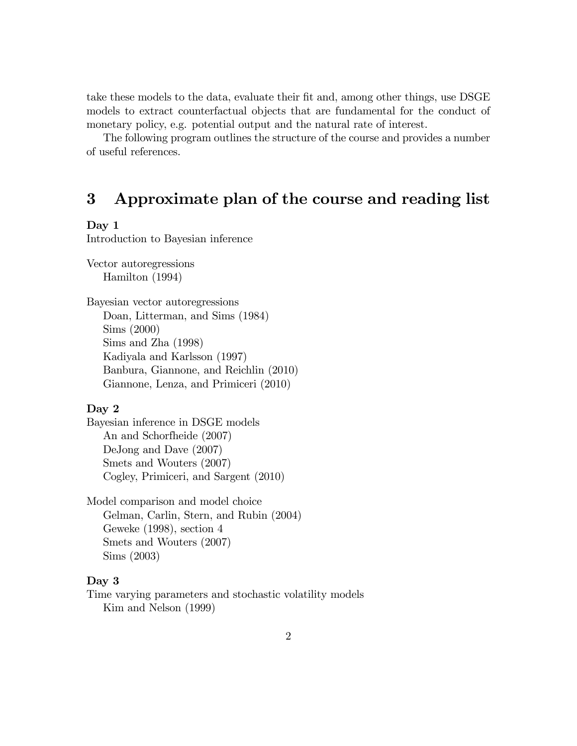take these models to the data, evaluate their fit and, among other things, use DSGE models to extract counterfactual objects that are fundamental for the conduct of monetary policy, e.g. potential output and the natural rate of interest.

The following program outlines the structure of the course and provides a number of useful references.

## 3 Approximate plan of the course and reading list

**Day 1**

Introduction to Bayesian inference

Vector autoregressions
- Hamilton (1994)

Bayesian vector autoregressions
- Doan, Litterman, and Sims (1984)
- Sims (2000)
- Sims and Zha (1998)
- Kadiyala and Karlsson (1997)
- Banbura, Giannone, and Reichlin (2010)
- Giannone, Lenza, and Primiceri (2010)

**Day 2**

Bayesian inference in DSGE models
- An and Schorfheide (2007)
- DeJong and Dave (2007)
- Smets and Wouters (2007)
- Cogley, Primiceri, and Sargent (2010)

Model comparison and model choice
- Gelman, Carlin, Stern, and Rubin (2004)
- Geweke (1998), section 4
- Smets and Wouters (2007)
- Sims (2003)

**Day 3**

Time varying parameters and stochastic volatility models
- Kim and Nelson (1999)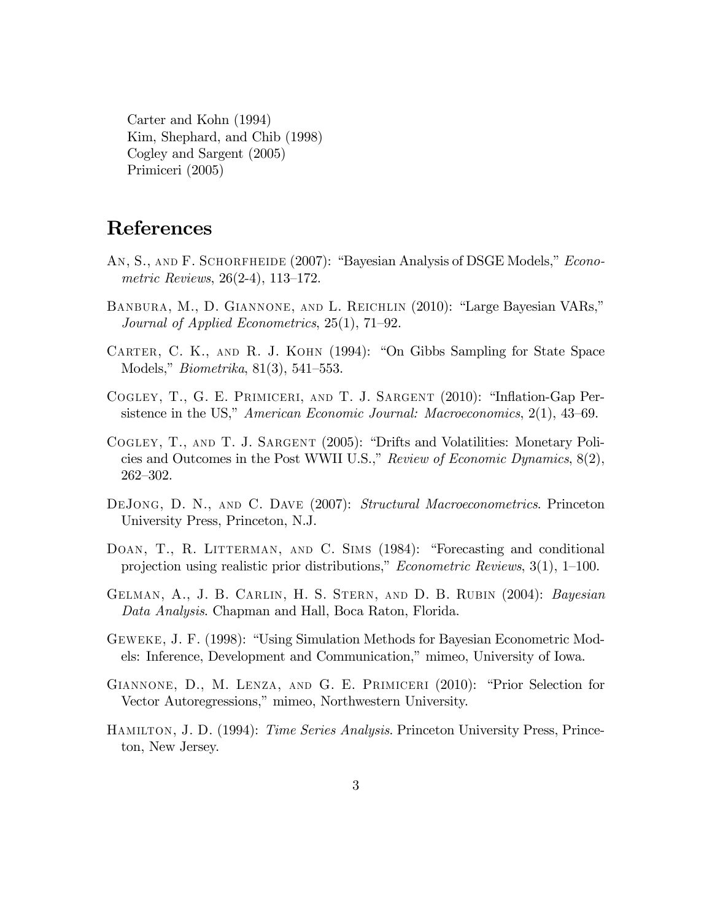Carter and Kohn (1994)
Kim, Shephard, and Chib (1998)
Cogley and Sargent (2005)
Primiceri (2005)

# References

An, S., and F. Schorfheide (2007): "Bayesian Analysis of DSGE Models," *Econometric Reviews*, 26(2-4), 113–172.

Banbura, M., D. Giannone, and L. Reichlin (2010): "Large Bayesian VARs," *Journal of Applied Econometrics*, 25(1), 71–92.

Carter, C. K., and R. J. Kohn (1994): "On Gibbs Sampling for State Space Models," *Biometrika*, 81(3), 541–553.

Cogley, T., G. E. Primiceri, and T. J. Sargent (2010): "Inflation-Gap Persistence in the US," *American Economic Journal: Macroeconomics*, 2(1), 43–69.

Cogley, T., and T. J. Sargent (2005): "Drifts and Volatilities: Monetary Policies and Outcomes in the Post WWII U.S.," *Review of Economic Dynamics*, 8(2), 262–302.

DeJong, D. N., and C. Dave (2007): *Structural Macroeconometrics*. Princeton University Press, Princeton, N.J.

Doan, T., R. Litterman, and C. Sims (1984): "Forecasting and conditional projection using realistic prior distributions," *Econometric Reviews*, 3(1), 1–100.

Gelman, A., J. B. Carlin, H. S. Stern, and D. B. Rubin (2004): *Bayesian Data Analysis*. Chapman and Hall, Boca Raton, Florida.

Geweke, J. F. (1998): "Using Simulation Methods for Bayesian Econometric Models: Inference, Development and Communication," mimeo, University of Iowa.

Giannone, D., M. Lenza, and G. E. Primiceri (2010): "Prior Selection for Vector Autoregressions," mimeo, Northwestern University.

Hamilton, J. D. (1994): *Time Series Analysis*. Princeton University Press, Princeton, New Jersey.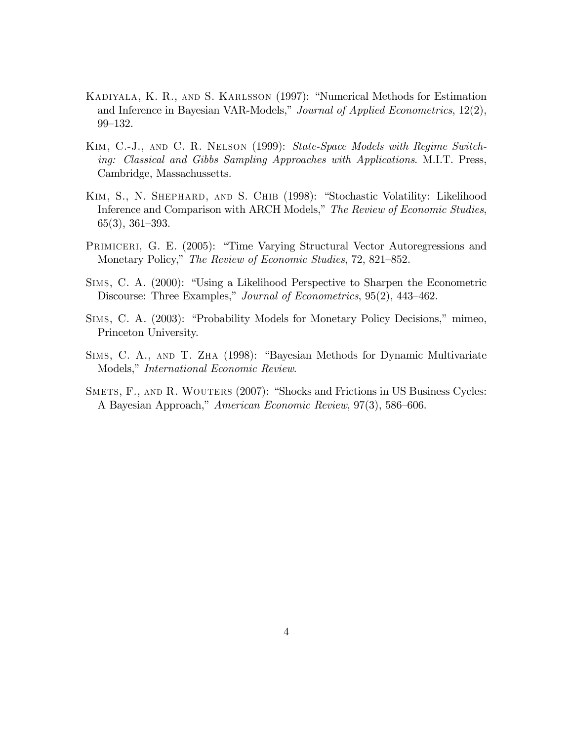Kadiyala, K. R., and S. Karlsson (1997): "Numerical Methods for Estimation and Inference in Bayesian VAR-Models," *Journal of Applied Econometrics*, 12(2), 99–132.

Kim, C.-J., and C. R. Nelson (1999): *State-Space Models with Regime Switching: Classical and Gibbs Sampling Approaches with Applications*. M.I.T. Press, Cambridge, Massachussetts.

Kim, S., N. Shephard, and S. Chib (1998): "Stochastic Volatility: Likelihood Inference and Comparison with ARCH Models," *The Review of Economic Studies*, 65(3), 361–393.

Primiceri, G. E. (2005): "Time Varying Structural Vector Autoregressions and Monetary Policy," *The Review of Economic Studies*, 72, 821–852.

Sims, C. A. (2000): "Using a Likelihood Perspective to Sharpen the Econometric Discourse: Three Examples," *Journal of Econometrics*, 95(2), 443–462.

Sims, C. A. (2003): "Probability Models for Monetary Policy Decisions," mimeo, Princeton University.

Sims, C. A., and T. Zha (1998): "Bayesian Methods for Dynamic Multivariate Models," *International Economic Review*.

Smets, F., and R. Wouters (2007): "Shocks and Frictions in US Business Cycles: A Bayesian Approach," *American Economic Review*, 97(3), 586–606.